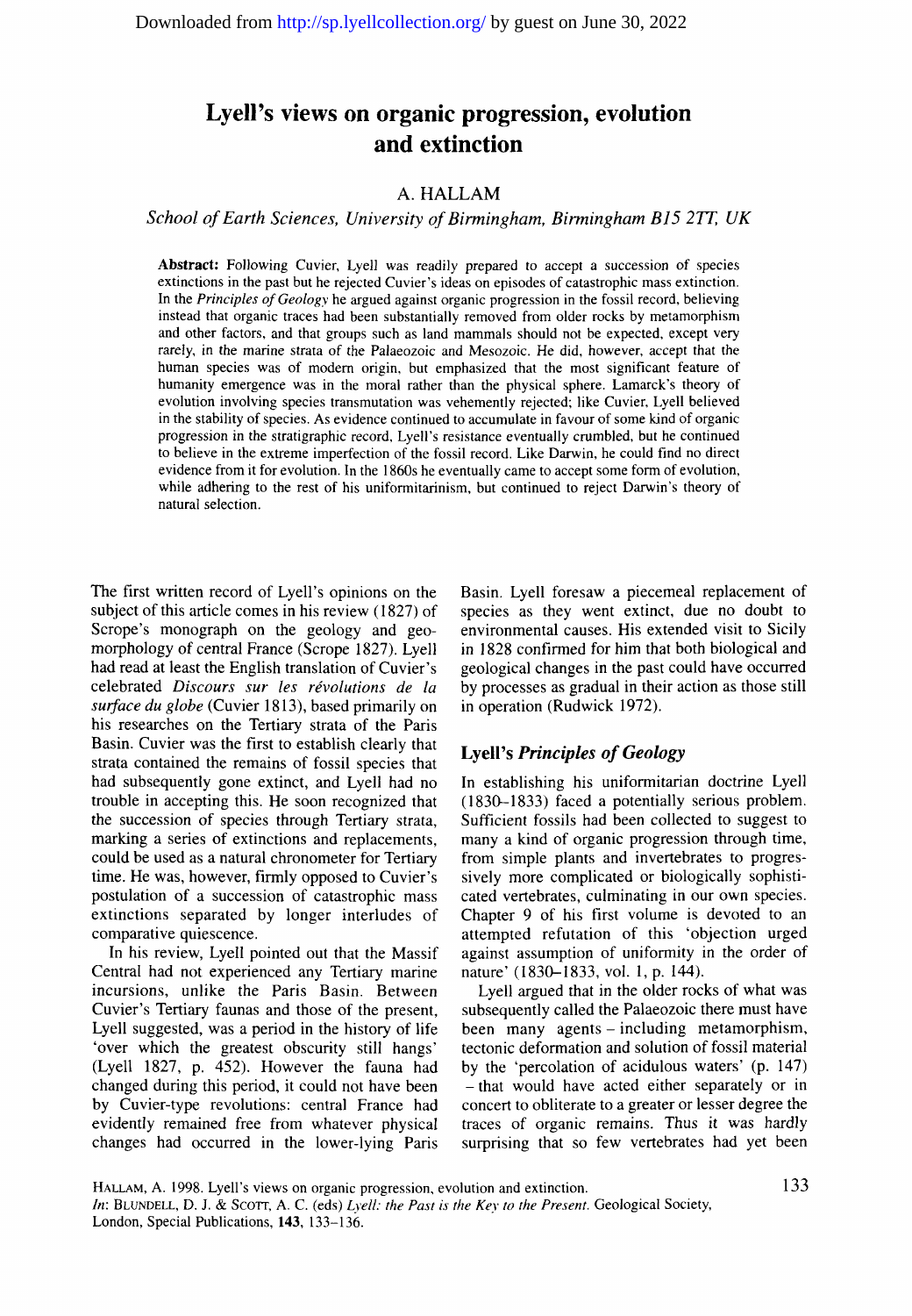# Lyell's views on organic progression, evolution and extinction

A. HALLAM

*School of Earth Sciences, University of Birmingham, Birmingham B15 2TT, UK*

**Abstract:** Following Cuvier, Lyell was readily prepared to accept a succession of species extinctions in the past but he rejected Cuvier's ideas on episodes of catastrophic mass extinction. In the *Principles of Geology* he argued against organic progression in the fossil record, believing instead that organic traces had been substantially removed from older rocks by metamorphism and other factors, and that groups such as land mammals should not be expected, except very rarely, in the marine strata of the Palaeozoic and Mesozoic. He did, however, accept that the human species was of modern origin, but emphasized that the most significant feature of humanity emergence was in the moral rather than the physical sphere. Lamarck's theory of evolution involving species transmutation was vehemently rejected; like Cuvier, Lyell believed in the stability of species. As evidence continued to accumulate in favour of some kind of organic progression in the stratigraphic record, Lyell's resistance eventually crumbled, but he continued to believe in the extreme imperfection of the fossil record. Like Darwin, he could find no direct evidence from it for evolution. In the 1860s he eventually came to accept some form of evolution, while adhering to the rest of his uniformitarinism, but continued to reject Darwin's theory of natural selection.

The first written record of Lyell's opinions on the subject of this article comes in his review (1827) of Scrope's monograph on the geology and geomorphology of central France (Scrope 1827). Lyell had read at least the English translation of Cuvier's celebrated *Discours sur les révolutions de la surface du globe* (Cuvier 1813), based primarily on his researches on the Tertiary strata of the Paris Basin. Cuvier was the first to establish clearly that strata contained the remains of fossil species that had subsequently gone extinct, and Lyell had no trouble in accepting this. He soon recognized that the succession of species through Tertiary strata, marking a series of extinctions and replacements, could be used as a natural chronometer for Tertiary time. He was, however, firmly opposed to Cuvier's postulation of a succession of catastrophic mass extinctions separated by longer interludes of comparative quiescence.

In his review, Lyell pointed out that the Massif Central had not experienced any Tertiary marine incursions, unlike the Paris Basin. Between Cuvier's Tertiary faunas and those of the present, Lyell suggested, was a period in the history of life 'over which the greatest obscurity still hangs' (Lyell 1827, p. 452). However the fauna had changed during this period, it could not have been by Cuvier-type revolutions: central France had evidently remained free from whatever physical changes had occurred in the lower-lying Paris Basin. Lyell foresaw a piecemeal replacement of species as they went extinct, due no doubt to environmental causes. His extended visit to Sicily in 1828 confirmed for him that both biological and geological changes in the past could have occurred by processes as gradual in their action as those still in operation (Rudwick 1972).

## Lyell's *Principles of Geology*

In establishing his uniformitarian doctrine Lyell (1830–1833) faced a potentially serious problem. Sufficient fossils had been collected to suggest to many a kind of organic progression through time, from simple plants and invertebrates to progressively more complicated or biologically sophisticated vertebrates, culminating in our own species. Chapter 9 of his first volume is devoted to an attempted refutation of this 'objection urged against assumption of uniformity in the order of nature' (1830–1833, vol. 1, p. 144).

Lyell argued that in the older rocks of what was subsequently called the Palaeozoic there must have been many agents – including metamorphism, tectonic deformation and solution of fossil material by the 'percolation of acidulous waters' (p. 147) – that would have acted either separately or in concert to obliterate to a greater or lesser degree the traces of organic remains. Thus it was hardly surprising that so few vertebrates had yet been

HALLAM, A. 1998. Lyell's views on organic progression, evolution and extinction.
*In*: BLUNDELL, D. J. & SCOTT, A. C. (eds) *Lyell: the Past is the Key to the Present*. Geological Society, London, Special Publications, **143**, 133–136.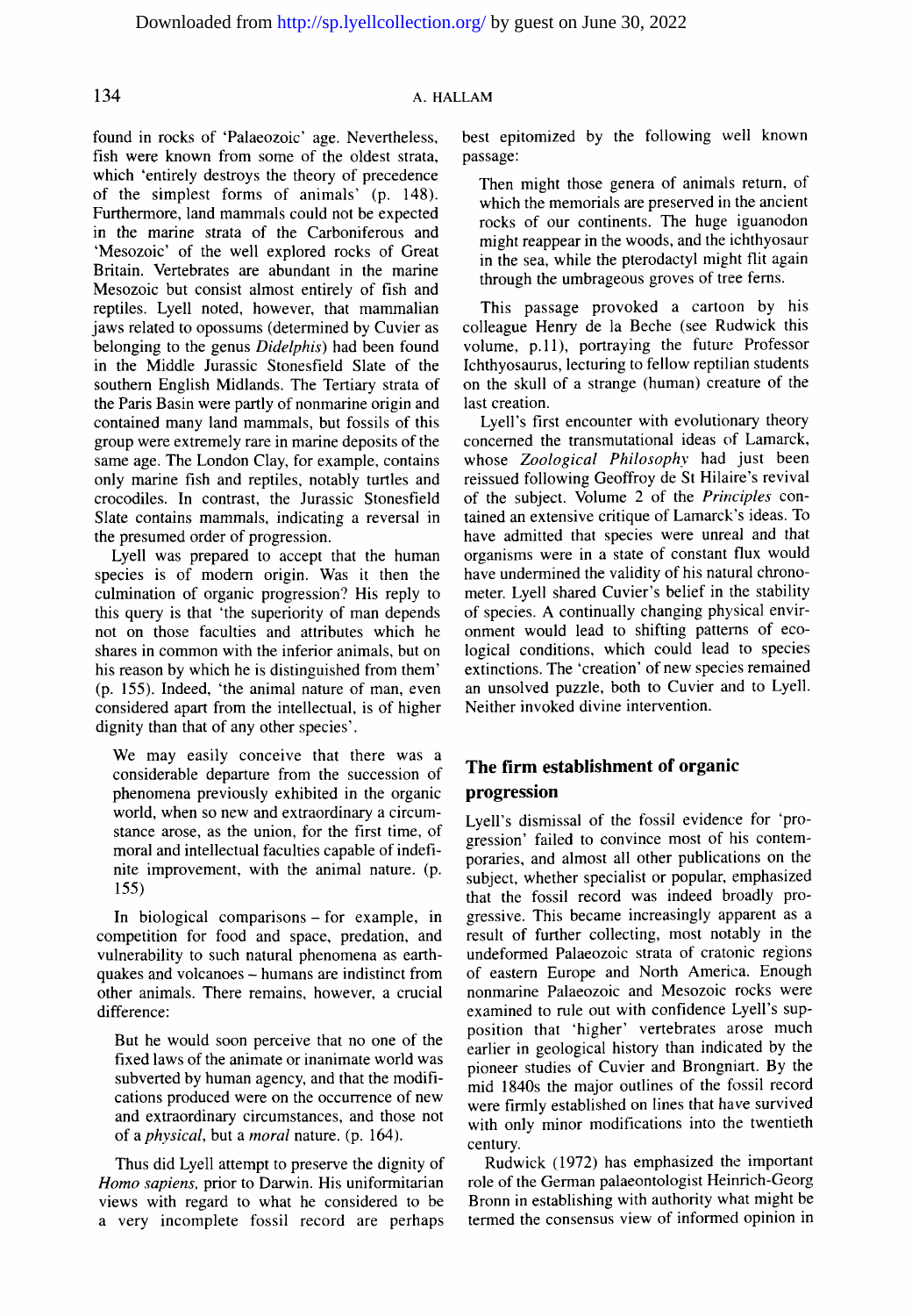found in rocks of 'Palaeozoic' age. Nevertheless, fish were known from some of the oldest strata, which 'entirely destroys the theory of precedence of the simplest forms of animals' (p. 148). Furthermore, land mammals could not be expected in the marine strata of the Carboniferous and 'Mesozoic' of the well explored rocks of Great Britain. Vertebrates are abundant in the marine Mesozoic but consist almost entirely of fish and reptiles. Lyell noted, however, that mammalian jaws related to opossums (determined by Cuvier as belonging to the genus *Didelphis*) had been found in the Middle Jurassic Stonesfield Slate of the southern English Midlands. The Tertiary strata of the Paris Basin were partly of nonmarine origin and contained many land mammals, but fossils of this group were extremely rare in marine deposits of the same age. The London Clay, for example, contains only marine fish and reptiles, notably turtles and crocodiles. In contrast, the Jurassic Stonesfield Slate contains mammals, indicating a reversal in the presumed order of progression.

Lyell was prepared to accept that the human species is of modern origin. Was it then the culmination of organic progression? His reply to this query is that 'the superiority of man depends not on those faculties and attributes which he shares in common with the inferior animals, but on his reason by which he is distinguished from them' (p. 155). Indeed, 'the animal nature of man, even considered apart from the intellectual, is of higher dignity than that of any other species'.

> We may easily conceive that there was a considerable departure from the succession of phenomena previously exhibited in the organic world, when so new and extraordinary a circumstance arose, as the union, for the first time, of moral and intellectual faculties capable of indefinite improvement, with the animal nature. (p. 155)

In biological comparisons – for example, in competition for food and space, predation, and vulnerability to such natural phenomena as earthquakes and volcanoes – humans are indistinct from other animals. There remains, however, a crucial difference:

> But he would soon perceive that no one of the fixed laws of the animate or inanimate world was subverted by human agency, and that the modifications produced were on the occurrence of new and extraordinary circumstances, and those not of a *physical*, but a *moral* nature. (p. 164).

Thus did Lyell attempt to preserve the dignity of *Homo sapiens*, prior to Darwin. His uniformitarian views with regard to what he considered to be a very incomplete fossil record are perhaps best epitomized by the following well known passage:

> Then might those genera of animals return, of which the memorials are preserved in the ancient rocks of our continents. The huge iguanodon might reappear in the woods, and the ichthyosaur in the sea, while the pterodactyl might flit again through the umbrageous groves of tree ferns.

This passage provoked a cartoon by his colleague Henry de la Beche (see Rudwick this volume, p.11), portraying the future Professor Ichthyosaurus, lecturing to fellow reptilian students on the skull of a strange (human) creature of the last creation.

Lyell's first encounter with evolutionary theory concerned the transmutational ideas of Lamarck, whose *Zoological Philosophy* had just been reissued following Geoffroy de St Hilaire's revival of the subject. Volume 2 of the *Principles* contained an extensive critique of Lamarck's ideas. To have admitted that species were unreal and that organisms were in a state of constant flux would have undermined the validity of his natural chronometer. Lyell shared Cuvier's belief in the stability of species. A continually changing physical environment would lead to shifting patterns of ecological conditions, which could lead to species extinctions. The 'creation' of new species remained an unsolved puzzle, both to Cuvier and to Lyell. Neither invoked divine intervention.

## The firm establishment of organic progression

Lyell's dismissal of the fossil evidence for 'progression' failed to convince most of his contemporaries, and almost all other publications on the subject, whether specialist or popular, emphasized that the fossil record was indeed broadly progressive. This became increasingly apparent as a result of further collecting, most notably in the undeformed Palaeozoic strata of cratonic regions of eastern Europe and North America. Enough nonmarine Palaeozoic and Mesozoic rocks were examined to rule out with confidence Lyell's supposition that 'higher' vertebrates arose much earlier in geological history than indicated by the pioneer studies of Cuvier and Brongniart. By the mid 1840s the major outlines of the fossil record were firmly established on lines that have survived with only minor modifications into the twentieth century.

Rudwick (1972) has emphasized the important role of the German palaeontologist Heinrich-Georg Bronn in establishing with authority what might be termed the consensus view of informed opinion in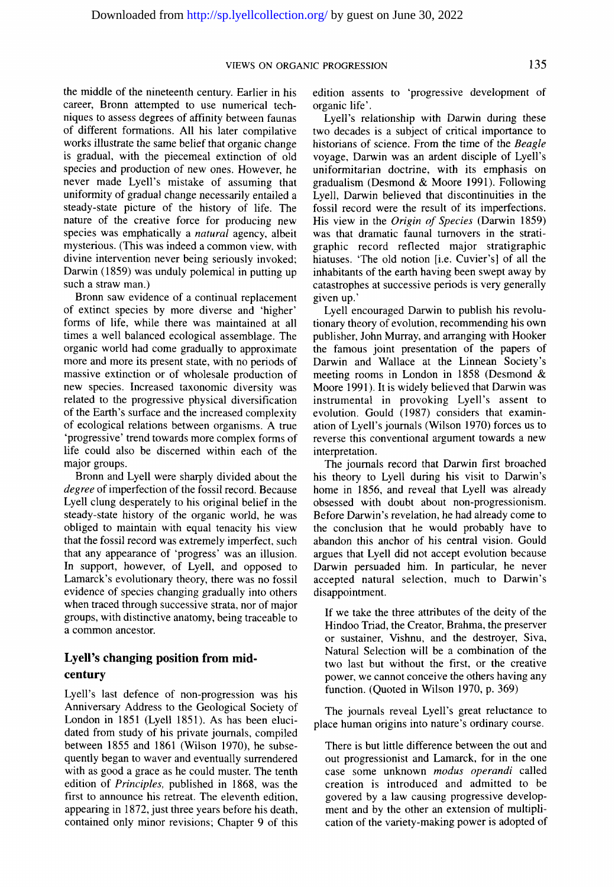the middle of the nineteenth century. Earlier in his career, Bronn attempted to use numerical techniques to assess degrees of affinity between faunas of different formations. All his later compilative works illustrate the same belief that organic change is gradual, with the piecemeal extinction of old species and production of new ones. However, he never made Lyell's mistake of assuming that uniformity of gradual change necessarily entailed a steady-state picture of the history of life. The nature of the creative force for producing new species was emphatically a *natural* agency, albeit mysterious. (This was indeed a common view, with divine intervention never being seriously invoked; Darwin (1859) was unduly polemical in putting up such a straw man.)

Bronn saw evidence of a continual replacement of extinct species by more diverse and 'higher' forms of life, while there was maintained at all times a well balanced ecological assemblage. The organic world had come gradually to approximate more and more its present state, with no periods of massive extinction or of wholesale production of new species. Increased taxonomic diversity was related to the progressive physical diversification of the Earth's surface and the increased complexity of ecological relations between organisms. A true 'progressive' trend towards more complex forms of life could also be discerned within each of the major groups.

Bronn and Lyell were sharply divided about the *degree* of imperfection of the fossil record. Because Lyell clung desperately to his original belief in the steady-state history of the organic world, he was obliged to maintain with equal tenacity his view that the fossil record was extremely imperfect, such that any appearance of 'progress' was an illusion. In support, however, of Lyell, and opposed to Lamarck's evolutionary theory, there was no fossil evidence of species changing gradually into others when traced through successive strata, nor of major groups, with distinctive anatomy, being traceable to a common ancestor.

## Lyell's changing position from mid-century

Lyell's last defence of non-progression was his Anniversary Address to the Geological Society of London in 1851 (Lyell 1851). As has been elucidated from study of his private journals, compiled between 1855 and 1861 (Wilson 1970), he subsequently began to waver and eventually surrendered with as good a grace as he could muster. The tenth edition of *Principles*, published in 1868, was the first to announce his retreat. The eleventh edition, appearing in 1872, just three years before his death, contained only minor revisions; Chapter 9 of this edition assents to 'progressive development of organic life'.

Lyell's relationship with Darwin during these two decades is a subject of critical importance to historians of science. From the time of the *Beagle* voyage, Darwin was an ardent disciple of Lyell's uniformitarian doctrine, with its emphasis on gradualism (Desmond & Moore 1991). Following Lyell, Darwin believed that discontinuities in the fossil record were the result of its imperfections. His view in the *Origin of Species* (Darwin 1859) was that dramatic faunal turnovers in the stratigraphic record reflected major stratigraphic hiatuses. 'The old notion [i.e. Cuvier's] of all the inhabitants of the earth having been swept away by catastrophes at successive periods is very generally given up.'

Lyell encouraged Darwin to publish his revolutionary theory of evolution, recommending his own publisher, John Murray, and arranging with Hooker the famous joint presentation of the papers of Darwin and Wallace at the Linnean Society's meeting rooms in London in 1858 (Desmond & Moore 1991). It is widely believed that Darwin was instrumental in provoking Lyell's assent to evolution. Gould (1987) considers that examination of Lyell's journals (Wilson 1970) forces us to reverse this conventional argument towards a new interpretation.

The journals record that Darwin first broached his theory to Lyell during his visit to Darwin's home in 1856, and reveal that Lyell was already obsessed with doubt about non-progressionism. Before Darwin's revelation, he had already come to the conclusion that he would probably have to abandon this anchor of his central vision. Gould argues that Lyell did not accept evolution because Darwin persuaded him. In particular, he never accepted natural selection, much to Darwin's disappointment.

> If we take the three attributes of the deity of the Hindoo Triad, the Creator, Brahma, the preserver or sustainer, Vishnu, and the destroyer, Siva, Natural Selection will be a combination of the two last but without the first, or the creative power, we cannot conceive the others having any function. (Quoted in Wilson 1970, p. 369)

The journals reveal Lyell's great reluctance to place human origins into nature's ordinary course.

> There is but little difference between the out and out progressionist and Lamarck, for in the one case some unknown *modus operandi* called creation is introduced and admitted to be govered by a law causing progressive development and by the other an extension of multiplication of the variety-making power is adopted of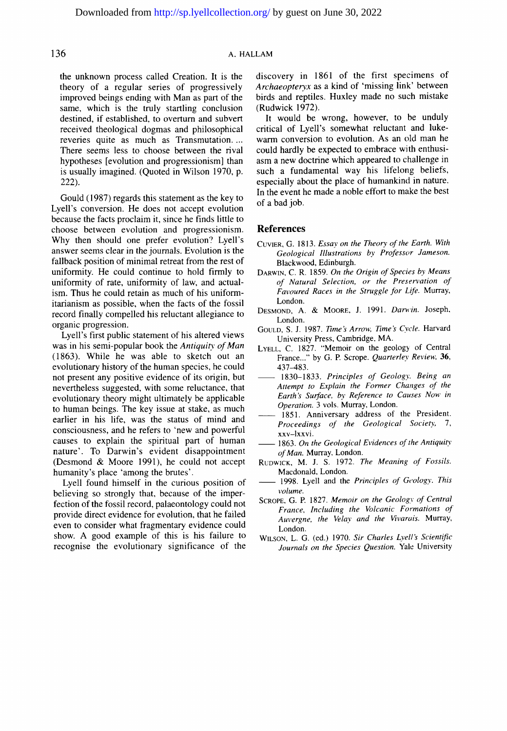the unknown process called Creation. It is the theory of a regular series of progressively improved beings ending with Man as part of the same, which is the truly startling conclusion destined, if established, to overturn and subvert received theological dogmas and philosophical reveries quite as much as Transmutation. ... There seems less to choose between the rival hypotheses [evolution and progressionism] than is usually imagined. (Quoted in Wilson 1970, p. 222).

Gould (1987) regards this statement as the key to Lyell's conversion. He does not accept evolution because the facts proclaim it, since he finds little to choose between evolution and progressionism. Why then should one prefer evolution? Lyell's answer seems clear in the journals. Evolution is the fallback position of minimal retreat from the rest of uniformity. He could continue to hold firmly to uniformity of rate, uniformity of law, and actualism. Thus he could retain as much of his uniformitarianism as possible, when the facts of the fossil record finally compelled his reluctant allegiance to organic progression.

Lyell's first public statement of his altered views was in his semi-popular book the *Antiquity of Man* (1863). While he was able to sketch out an evolutionary history of the human species, he could not present any positive evidence of its origin, but nevertheless suggested, with some reluctance, that evolutionary theory might ultimately be applicable to human beings. The key issue at stake, as much earlier in his life, was the status of mind and consciousness, and he refers to 'new and powerful causes to explain the spiritual part of human nature'. To Darwin's evident disappointment (Desmond & Moore 1991), he could not accept humanity's place 'among the brutes'.

Lyell found himself in the curious position of believing so strongly that, because of the imperfection of the fossil record, palaeontology could not provide direct evidence for evolution, that he failed even to consider what fragmentary evidence could show. A good example of this is his failure to recognise the evolutionary significance of the discovery in 1861 of the first specimens of *Archaeopteryx* as a kind of 'missing link' between birds and reptiles. Huxley made no such mistake (Rudwick 1972).

It would be wrong, however, to be unduly critical of Lyell's somewhat reluctant and lukewarm conversion to evolution. As an old man he could hardly be expected to embrace with enthusiasm a new doctrine which appeared to challenge in such a fundamental way his lifelong beliefs, especially about the place of humankind in nature. In the event he made a noble effort to make the best of a bad job.

## References

CUVIER, G. 1813. *Essay on the Theory of the Earth. With Geological Illustrations by Professor Jameson.* Blackwood, Edinburgh.

DARWIN, C. R. 1859. *On the Origin of Species by Means of Natural Selection, or the Preservation of Favoured Races in the Struggle for Life.* Murray, London.

DESMOND, A. & MOORE, J. 1991. *Darwin.* Joseph, London.

GOULD, S. J. 1987. *Time's Arrow, Time's Cycle.* Harvard University Press, Cambridge, MA.

LYELL, C. 1827. "Memoir on the geology of Central France..." by G. P. Scrope. *Quarterley Review,* **36**, 437–483.

—— 1830–1833. *Principles of Geology. Being an Attempt to Explain the Former Changes of the Earth's Surface, by Reference to Causes Now in Operation.* 3 vols. Murray, London.

—— 1851. Anniversary address of the President. *Proceedings of the Geological Society,* 7, xxv–lxxvi.

—— 1863. *On the Geological Evidences of the Antiquity of Man.* Murray, London.

RUDWICK, M. J. S. 1972. *The Meaning of Fossils.* Macdonald, London.

—— 1998. Lyell and the *Principles of Geology. This volume.*

SCROPE, G. P. 1827. *Memoir on the Geology of Central France, Including the Volcanic Formations of Auvergne, the Velay and the Vivarais.* Murray, London.

WILSON, L. G. (ed.) 1970. *Sir Charles Lyell's Scientific Journals on the Species Question.* Yale University